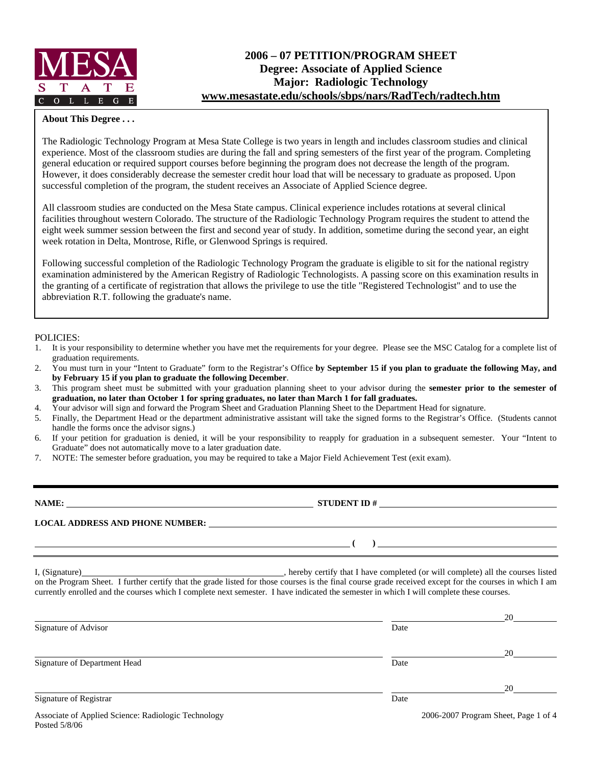MESA STATE COLLEGE

# 2006 – 07 PETITION/PROGRAM SHEET
## Degree: Associate of Applied Science
## Major: Radiologic Technology
## www.mesastate.edu/schools/sbps/nars/RadTech/radtech.htm

**About This Degree . . .**

The Radiologic Technology Program at Mesa State College is two years in length and includes classroom studies and clinical experience. Most of the classroom studies are during the fall and spring semesters of the first year of the program. Completing general education or required support courses before beginning the program does not decrease the length of the program. However, it does considerably decrease the semester credit hour load that will be necessary to graduate as proposed. Upon successful completion of the program, the student receives an Associate of Applied Science degree.

All classroom studies are conducted on the Mesa State campus. Clinical experience includes rotations at several clinical facilities throughout western Colorado. The structure of the Radiologic Technology Program requires the student to attend the eight week summer session between the first and second year of study. In addition, sometime during the second year, an eight week rotation in Delta, Montrose, Rifle, or Glenwood Springs is required.

Following successful completion of the Radiologic Technology Program the graduate is eligible to sit for the national registry examination administered by the American Registry of Radiologic Technologists. A passing score on this examination results in the granting of a certificate of registration that allows the privilege to use the title "Registered Technologist" and to use the abbreviation R.T. following the graduate's name.

POLICIES:

1. It is your responsibility to determine whether you have met the requirements for your degree. Please see the MSC Catalog for a complete list of graduation requirements.
2. You must turn in your "Intent to Graduate" form to the Registrar's Office **by September 15 if you plan to graduate the following May, and by February 15 if you plan to graduate the following December**.
3. This program sheet must be submitted with your graduation planning sheet to your advisor during the **semester prior to the semester of graduation, no later than October 1 for spring graduates, no later than March 1 for fall graduates.**
4. Your advisor will sign and forward the Program Sheet and Graduation Planning Sheet to the Department Head for signature.
5. Finally, the Department Head or the department administrative assistant will take the signed forms to the Registrar's Office. (Students cannot handle the forms once the advisor signs.)
6. If your petition for graduation is denied, it will be your responsibility to reapply for graduation in a subsequent semester. Your "Intent to Graduate" does not automatically move to a later graduation date.
7. NOTE: The semester before graduation, you may be required to take a Major Field Achievement Test (exit exam).

---

**NAME:** ______________________________ **STUDENT ID #** ______________________________

**LOCAL ADDRESS AND PHONE NUMBER:** ____________________________________________

____________________________________________ **(     )** ______________________________

I, (Signature)______________________________, hereby certify that I have completed (or will complete) all the courses listed on the Program Sheet. I further certify that the grade listed for those courses is the final course grade received except for the courses in which I am currently enrolled and the courses which I complete next semester. I have indicated the semester in which I will complete these courses.

______________________________________________ ____________________20________
Signature of Advisor — Date

______________________________________________ ____________________20________
Signature of Department Head — Date

______________________________________________ ____________________20________
Signature of Registrar — Date

Associate of Applied Science: Radiologic Technology
Posted 5/8/06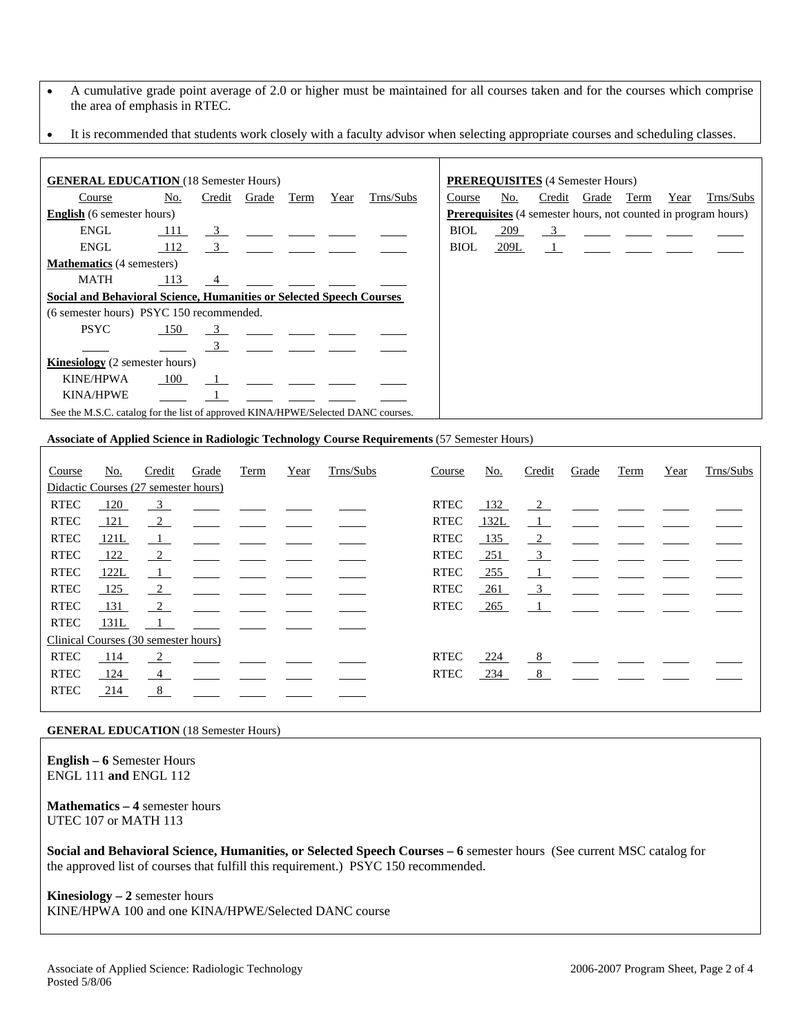- A cumulative grade point average of 2.0 or higher must be maintained for all courses taken and for the courses which comprise the area of emphasis in RTEC.
- It is recommended that students work closely with a faculty advisor when selecting appropriate courses and scheduling classes.

**GENERAL EDUCATION** (18 Semester Hours)

| Course | No. | Credit | Grade | Term | Year | Trns/Subs |
|---|---|---|---|---|---|---|
| **English** (6 semester hours) | | | | | | |
| ENGL | 111 | 3 | | | | |
| ENGL | 112 | 3 | | | | |
| **Mathematics** (4 semesters) | | | | | | |
| MATH | 113 | 4 | | | | |
| **Social and Behavioral Science, Humanities or Selected Speech Courses** | | | | | | |
| (6 semester hours) PSYC 150 recommended. | | | | | | |
| PSYC | 150 | 3 | | | | |
| | | 3 | | | | |
| **Kinesiology** (2 semester hours) | | | | | | |
| KINE/HPWA | 100 | 1 | | | | |
| KINA/HPWE | | 1 | | | | |

See the M.S.C. catalog for the list of approved KINA/HPWE/Selected DANC courses.

**PREREQUISITES** (4 Semester Hours)

| Course | No. | Credit | Grade | Term | Year | Trns/Subs |
|---|---|---|---|---|---|---|
| **Prerequisites** (4 semester hours, not counted in program hours) | | | | | | |
| BIOL | 209 | 3 | | | | |
| BIOL | 209L | 1 | | | | |

**Associate of Applied Science in Radiologic Technology Course Requirements** (57 Semester Hours)

| Course | No. | Credit | Grade | Term | Year | Trns/Subs | Course | No. | Credit | Grade | Term | Year | Trns/Subs |
|---|---|---|---|---|---|---|---|---|---|---|---|---|---|
| Didactic Courses (27 semester hours) | | | | | | | | | | | | | |
| RTEC | 120 | 3 | | | | | RTEC | 132 | 2 | | | | |
| RTEC | 121 | 2 | | | | | RTEC | 132L | 1 | | | | |
| RTEC | 121L | 1 | | | | | RTEC | 135 | 2 | | | | |
| RTEC | 122 | 2 | | | | | RTEC | 251 | 3 | | | | |
| RTEC | 122L | 1 | | | | | RTEC | 255 | 1 | | | | |
| RTEC | 125 | 2 | | | | | RTEC | 261 | 3 | | | | |
| RTEC | 131 | 2 | | | | | RTEC | 265 | 1 | | | | |
| RTEC | 131L | 1 | | | | | | | | | | | |
| Clinical Courses (30 semester hours) | | | | | | | | | | | | | |
| RTEC | 114 | 2 | | | | | RTEC | 224 | 8 | | | | |
| RTEC | 124 | 4 | | | | | RTEC | 234 | 8 | | | | |
| RTEC | 214 | 8 | | | | | | | | | | | |

**GENERAL EDUCATION** (18 Semester Hours)

**English – 6** Semester Hours
ENGL 111 **and** ENGL 112

**Mathematics – 4** semester hours
UTEC 107 or MATH 113

**Social and Behavioral Science, Humanities, or Selected Speech Courses – 6** semester hours (See current MSC catalog for the approved list of courses that fulfill this requirement.) PSYC 150 recommended.

**Kinesiology – 2** semester hours
KINE/HPWA 100 and one KINA/HPWE/Selected DANC course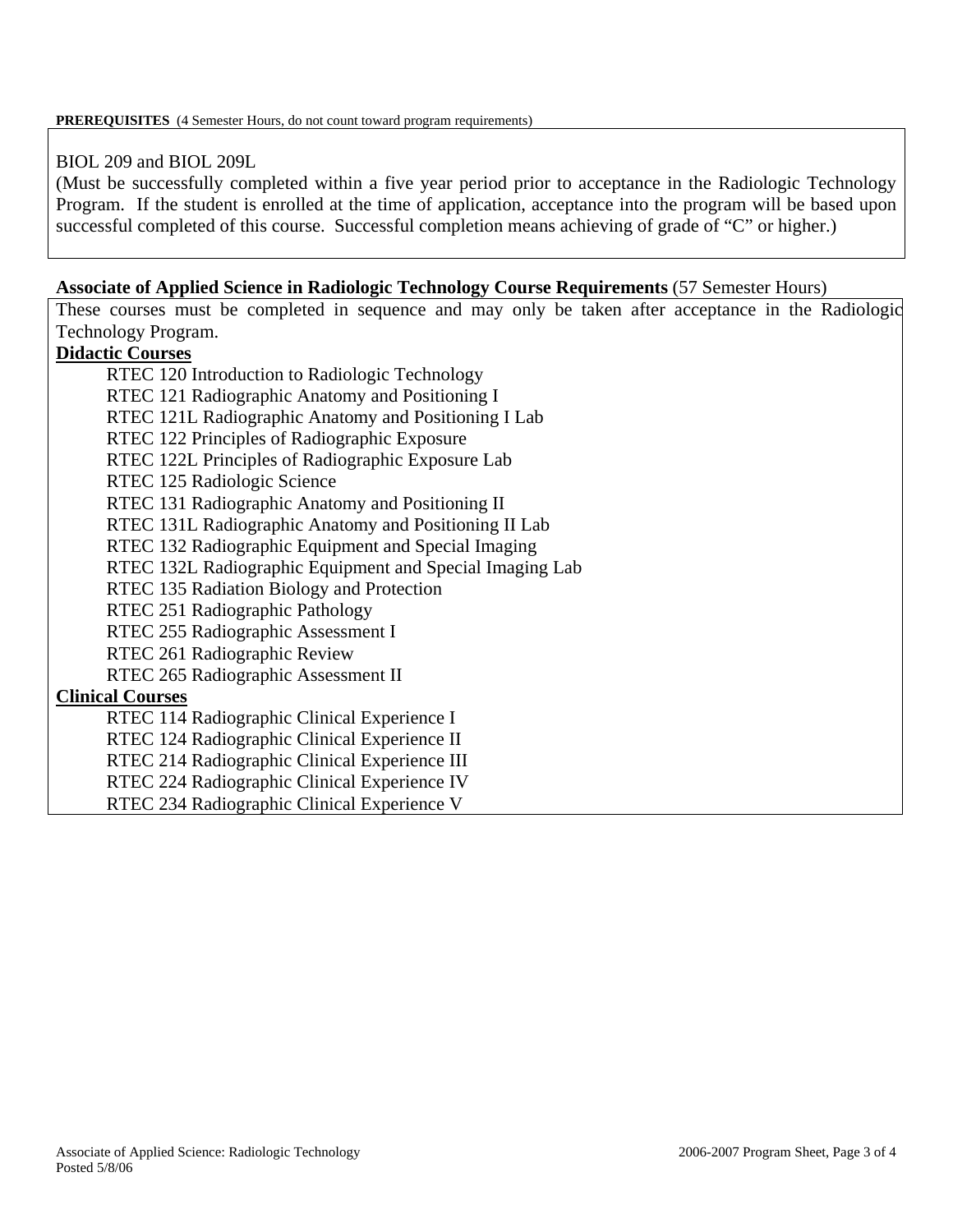**PREREQUISITES** (4 Semester Hours, do not count toward program requirements)

BIOL 209 and BIOL 209L
(Must be successfully completed within a five year period prior to acceptance in the Radiologic Technology Program. If the student is enrolled at the time of application, acceptance into the program will be based upon successful completed of this course. Successful completion means achieving of grade of "C" or higher.)

**Associate of Applied Science in Radiologic Technology Course Requirements** (57 Semester Hours)

These courses must be completed in sequence and may only be taken after acceptance in the Radiologic Technology Program.

**Didactic Courses**

- RTEC 120 Introduction to Radiologic Technology
- RTEC 121 Radiographic Anatomy and Positioning I
- RTEC 121L Radiographic Anatomy and Positioning I Lab
- RTEC 122 Principles of Radiographic Exposure
- RTEC 122L Principles of Radiographic Exposure Lab
- RTEC 125 Radiologic Science
- RTEC 131 Radiographic Anatomy and Positioning II
- RTEC 131L Radiographic Anatomy and Positioning II Lab
- RTEC 132 Radiographic Equipment and Special Imaging
- RTEC 132L Radiographic Equipment and Special Imaging Lab
- RTEC 135 Radiation Biology and Protection
- RTEC 251 Radiographic Pathology
- RTEC 255 Radiographic Assessment I
- RTEC 261 Radiographic Review
- RTEC 265 Radiographic Assessment II

**Clinical Courses**

- RTEC 114 Radiographic Clinical Experience I
- RTEC 124 Radiographic Clinical Experience II
- RTEC 214 Radiographic Clinical Experience III
- RTEC 224 Radiographic Clinical Experience IV
- RTEC 234 Radiographic Clinical Experience V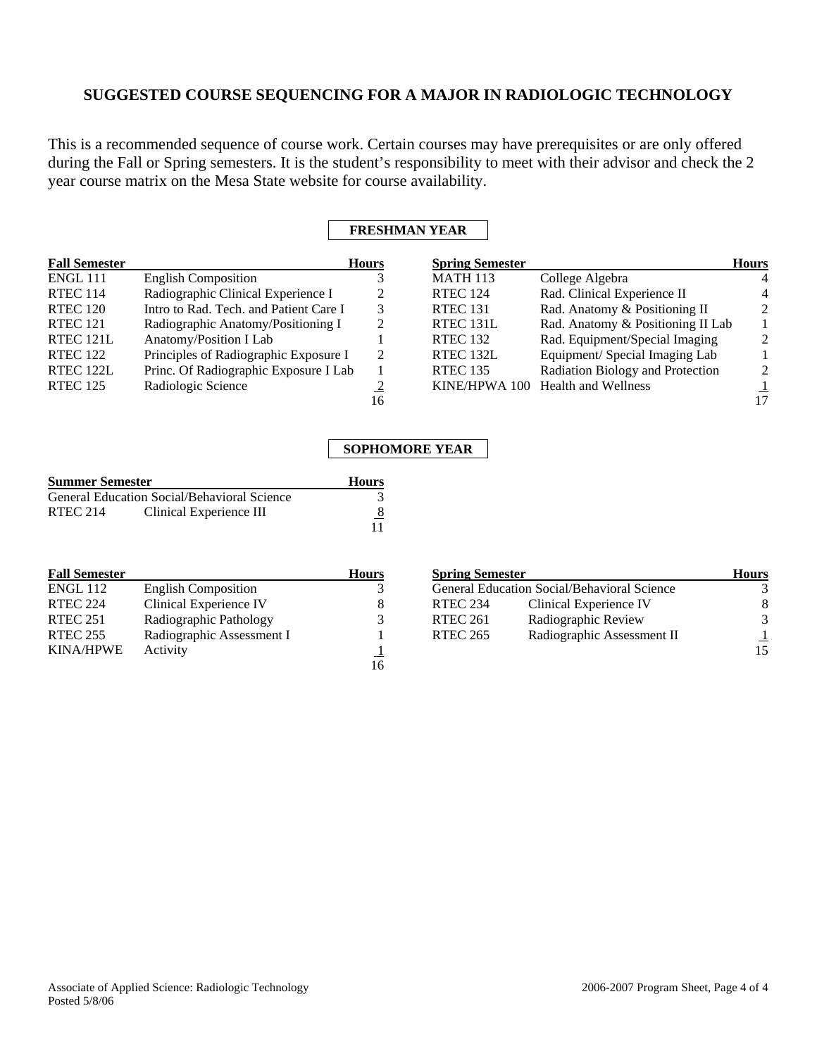## SUGGESTED COURSE SEQUENCING FOR A MAJOR IN RADIOLOGIC TECHNOLOGY

This is a recommended sequence of course work. Certain courses may have prerequisites or are only offered during the Fall or Spring semesters. It is the student's responsibility to meet with their advisor and check the 2 year course matrix on the Mesa State website for course availability.

### FRESHMAN YEAR

| Fall Semester | | Hours |
|---|---|---|
| ENGL 111 | English Composition | 3 |
| RTEC 114 | Radiographic Clinical Experience I | 2 |
| RTEC 120 | Intro to Rad. Tech. and Patient Care I | 3 |
| RTEC 121 | Radiographic Anatomy/Positioning I | 2 |
| RTEC 121L | Anatomy/Position I Lab | 1 |
| RTEC 122 | Principles of Radiographic Exposure I | 2 |
| RTEC 122L | Princ. Of Radiographic Exposure I Lab | 1 |
| RTEC 125 | Radiologic Science | 2 |
| | | 16 |

| Spring Semester | | Hours |
|---|---|---|
| MATH 113 | College Algebra | 4 |
| RTEC 124 | Rad. Clinical Experience II | 4 |
| RTEC 131 | Rad. Anatomy & Positioning II | 2 |
| RTEC 131L | Rad. Anatomy & Positioning II Lab | 1 |
| RTEC 132 | Rad. Equipment/Special Imaging | 2 |
| RTEC 132L | Equipment/ Special Imaging Lab | 1 |
| RTEC 135 | Radiation Biology and Protection | 2 |
| KINE/HPWA 100 | Health and Wellness | 1 |
| | | 17 |

### SOPHOMORE YEAR

| Summer Semester | | Hours |
|---|---|---|
| General Education Social/Behavioral Science | | 3 |
| RTEC 214 | Clinical Experience III | 8 |
| | | 11 |

| Fall Semester | | Hours |
|---|---|---|
| ENGL 112 | English Composition | 3 |
| RTEC 224 | Clinical Experience IV | 8 |
| RTEC 251 | Radiographic Pathology | 3 |
| RTEC 255 | Radiographic Assessment I | 1 |
| KINA/HPWE | Activity | 1 |
| | | 16 |

| Spring Semester | | Hours |
|---|---|---|
| General Education Social/Behavioral Science | | 3 |
| RTEC 234 | Clinical Experience IV | 8 |
| RTEC 261 | Radiographic Review | 3 |
| RTEC 265 | Radiographic Assessment II | 1 |
| | | 15 |

Associate of Applied Science: Radiologic Technology
Posted 5/8/06